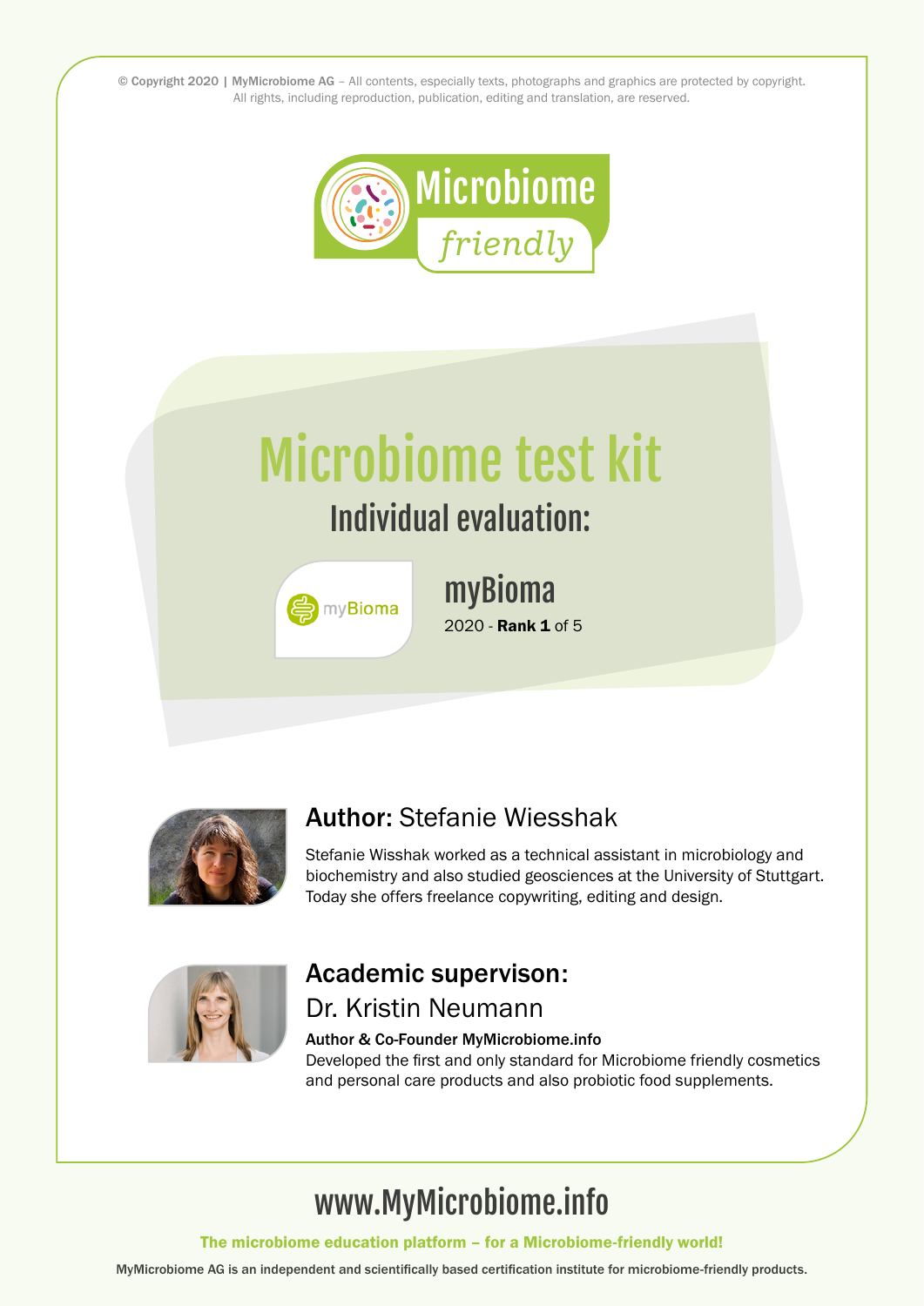© Copyright 2020 | MyMicrobiome AG – All contents, especially texts, photographs and graphics are protected by copyright. All rights, including reproduction, publication, editing and translation, are reserved.

Microbiome *friendly*

# Microbiome test kit

## Individual evaluation:

myBioma

## myBioma

2020 - **Rank 1** of 5

**Author:** Stefanie Wiesshak

Stefanie Wisshak worked as a technical assistant in microbiology and biochemistry and also studied geosciences at the University of Stuttgart. Today she offers freelance copywriting, editing and design.

**Academic supervison:**
Dr. Kristin Neumann

**Author & Co-Founder MyMicrobiome.info**
Developed the first and only standard for Microbiome friendly cosmetics and personal care products and also probiotic food supplements.

## www.MyMicrobiome.info

**The microbiome education platform – for a Microbiome-friendly world!**

**MyMicrobiome AG is an independent and scientifically based certification institute for microbiome-friendly products.**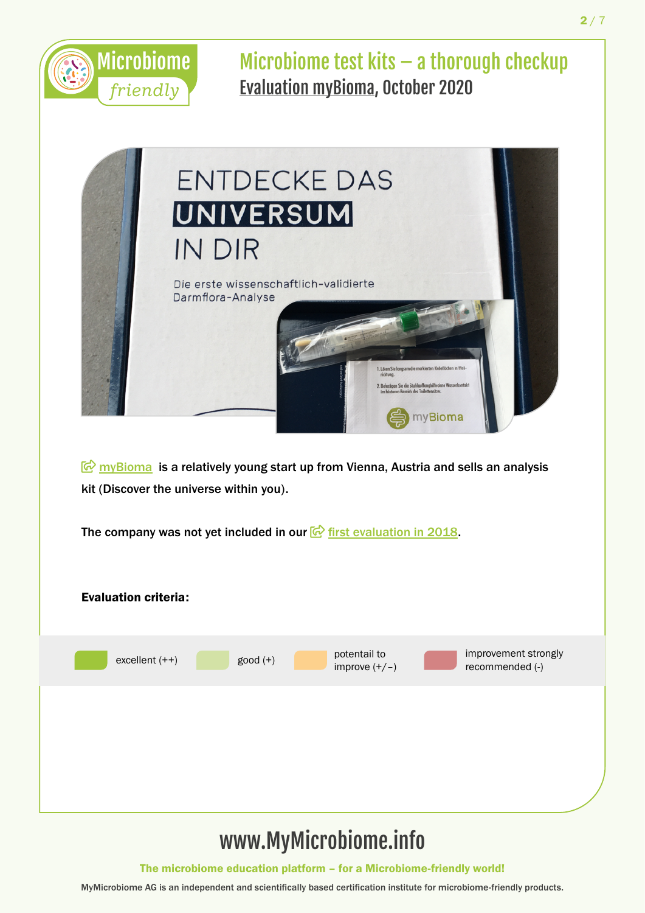# Microbiome test kits – a thorough checkup

## Evaluation myBioma, October 2020

myBioma is a relatively young start up from Vienna, Austria and sells an analysis kit (Discover the universe within you).

The company was not yet included in our first evaluation in 2018.

**Evaluation criteria:**

excellent (++)

good (+)

potentail to improve (+/–)

improvement strongly recommended (-)

www.MyMicrobiome.info

The microbiome education platform – for a Microbiome-friendly world!

MyMicrobiome AG is an independent and scientifically based certification institute for microbiome-friendly products.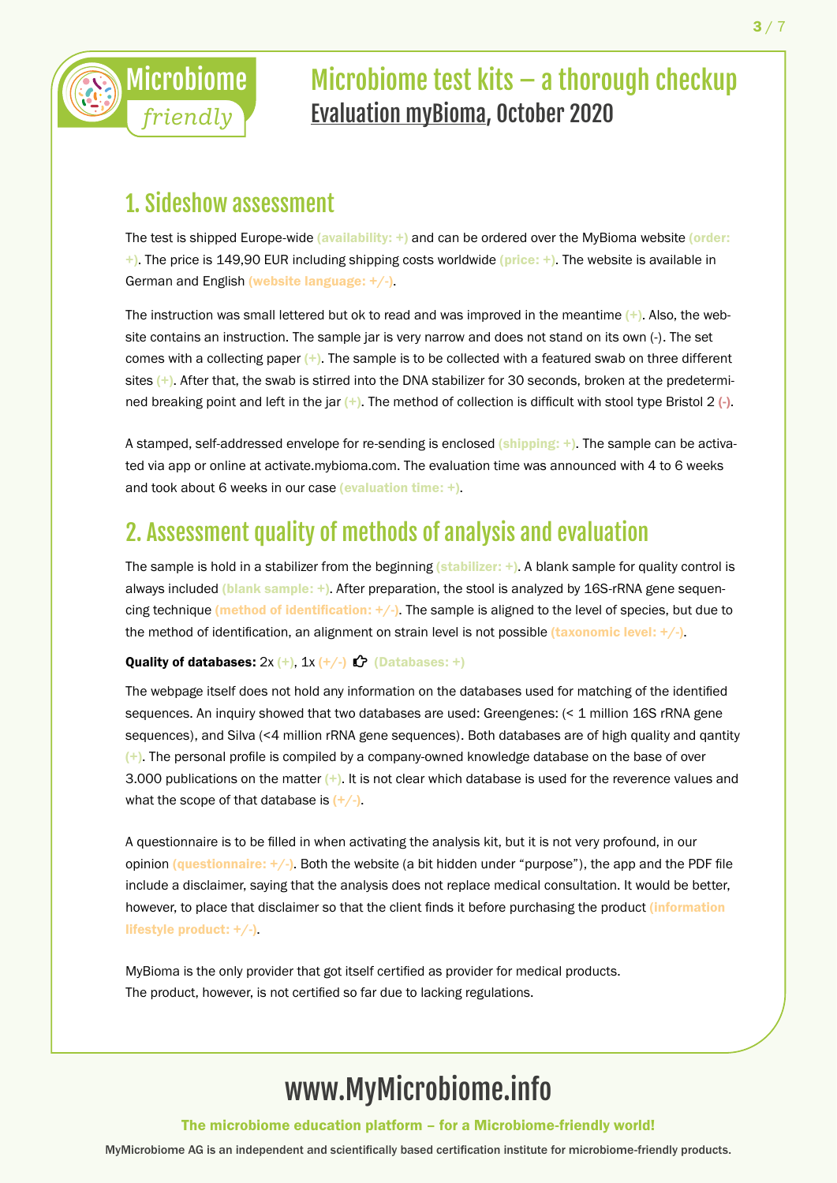Microbiome *friendly*

# Microbiome test kits – a thorough checkup

Evaluation myBioma, October 2020

## 1. Sideshow assessment

The test is shipped Europe-wide (availability: +) and can be ordered over the MyBioma website (order: +). The price is 149,90 EUR including shipping costs worldwide (price: +). The website is available in German and English (website language: +/-).

The instruction was small lettered but ok to read and was improved in the meantime (+). Also, the website contains an instruction. The sample jar is very narrow and does not stand on its own (-). The set comes with a collecting paper (+). The sample is to be collected with a featured swab on three different sites (+). After that, the swab is stirred into the DNA stabilizer for 30 seconds, broken at the predetermined breaking point and left in the jar (+). The method of collection is difficult with stool type Bristol 2 (-).

A stamped, self-addressed envelope for re-sending is enclosed (shipping: +). The sample can be activated via app or online at activate.mybioma.com. The evaluation time was announced with 4 to 6 weeks and took about 6 weeks in our case (evaluation time: +).

## 2. Assessment quality of methods of analysis and evaluation

The sample is hold in a stabilizer from the beginning (stabilizer: +). A blank sample for quality control is always included (blank sample: +). After preparation, the stool is analyzed by 16S-rRNA gene sequencing technique (method of identification: +/-). The sample is aligned to the level of species, but due to the method of identification, an alignment on strain level is not possible (taxonomic level: +/-).

**Quality of databases:** 2x (+), 1x (+/-) ☞ (Databases: +)

The webpage itself does not hold any information on the databases used for matching of the identified sequences. An inquiry showed that two databases are used: Greengenes: (< 1 million 16S rRNA gene sequences), and Silva (<4 million rRNA gene sequences). Both databases are of high quality and qantity (+). The personal profile is compiled by a company-owned knowledge database on the base of over 3.000 publications on the matter (+). It is not clear which database is used for the reverence values and what the scope of that database is (+/-).

A questionnaire is to be filled in when activating the analysis kit, but it is not very profound, in our opinion (questionnaire: +/-). Both the website (a bit hidden under "purpose"), the app and the PDF file include a disclaimer, saying that the analysis does not replace medical consultation. It would be better, however, to place that disclaimer so that the client finds it before purchasing the product (information lifestyle product: +/-).

MyBioma is the only provider that got itself certified as provider for medical products. The product, however, is not certified so far due to lacking regulations.

# www.MyMicrobiome.info

**The microbiome education platform – for a Microbiome-friendly world!**

**MyMicrobiome AG is an independent and scientifically based certification institute for microbiome-friendly products.**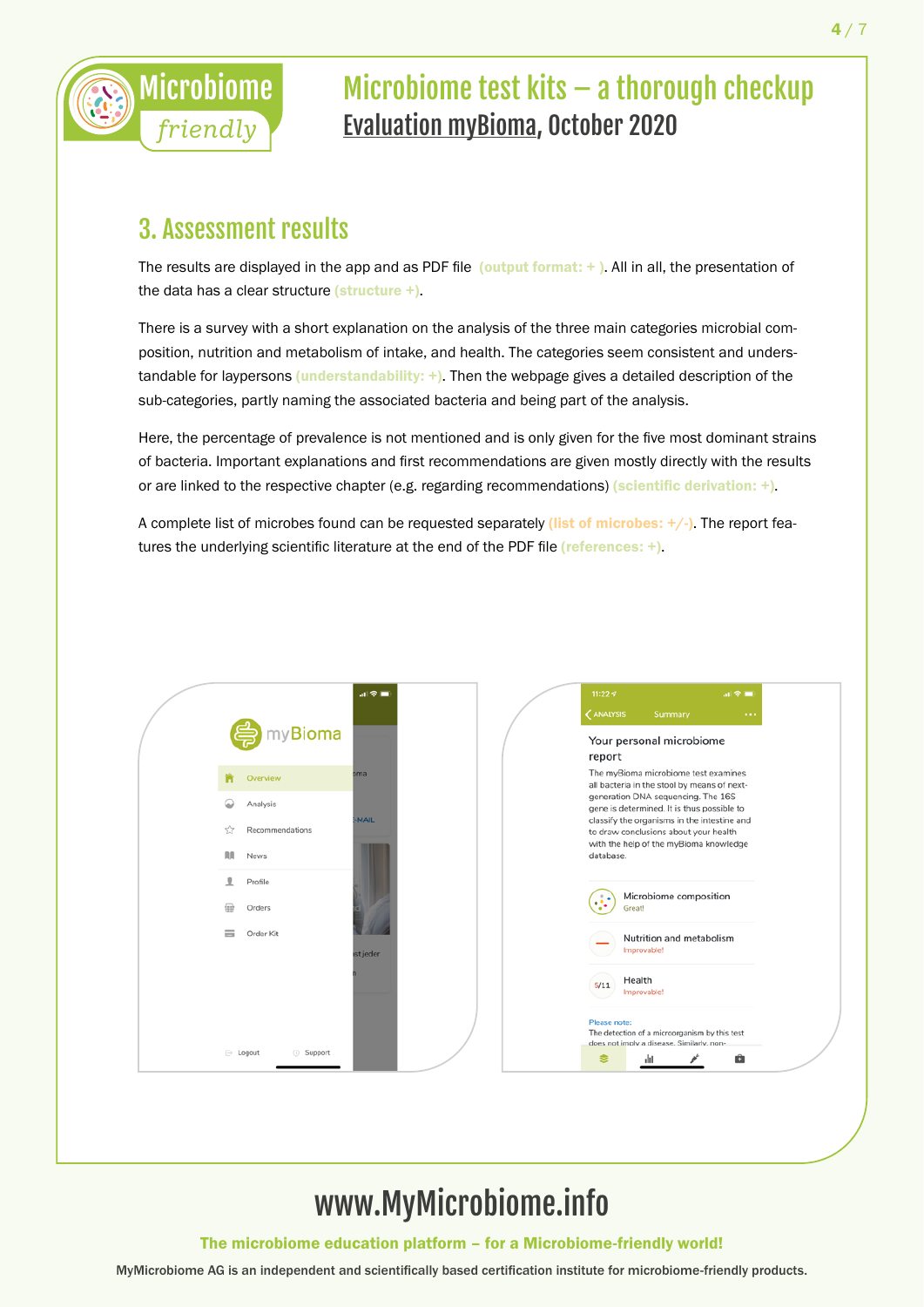## Microbiome test kits – a thorough checkup

**Evaluation myBioma, October 2020**

### 3. Assessment results

The results are displayed in the app and as PDF file (output format: + ). All in all, the presentation of the data has a clear structure (structure +).

There is a survey with a short explanation on the analysis of the three main categories microbial composition, nutrition and metabolism of intake, and health. The categories seem consistent and understandable for laypersons (understandability: +). Then the webpage gives a detailed description of the sub-categories, partly naming the associated bacteria and being part of the analysis.

Here, the percentage of prevalence is not mentioned and is only given for the five most dominant strains of bacteria. Important explanations and first recommendations are given mostly directly with the results or are linked to the respective chapter (e.g. regarding recommendations) (scientific derivation: +).

A complete list of microbes found can be requested separately (list of microbes: +/-). The report features the underlying scientific literature at the end of the PDF file (references: +).

www.MyMicrobiome.info

**The microbiome education platform – for a Microbiome-friendly world!**

MyMicrobiome AG is an independent and scientifically based certification institute for microbiome-friendly products.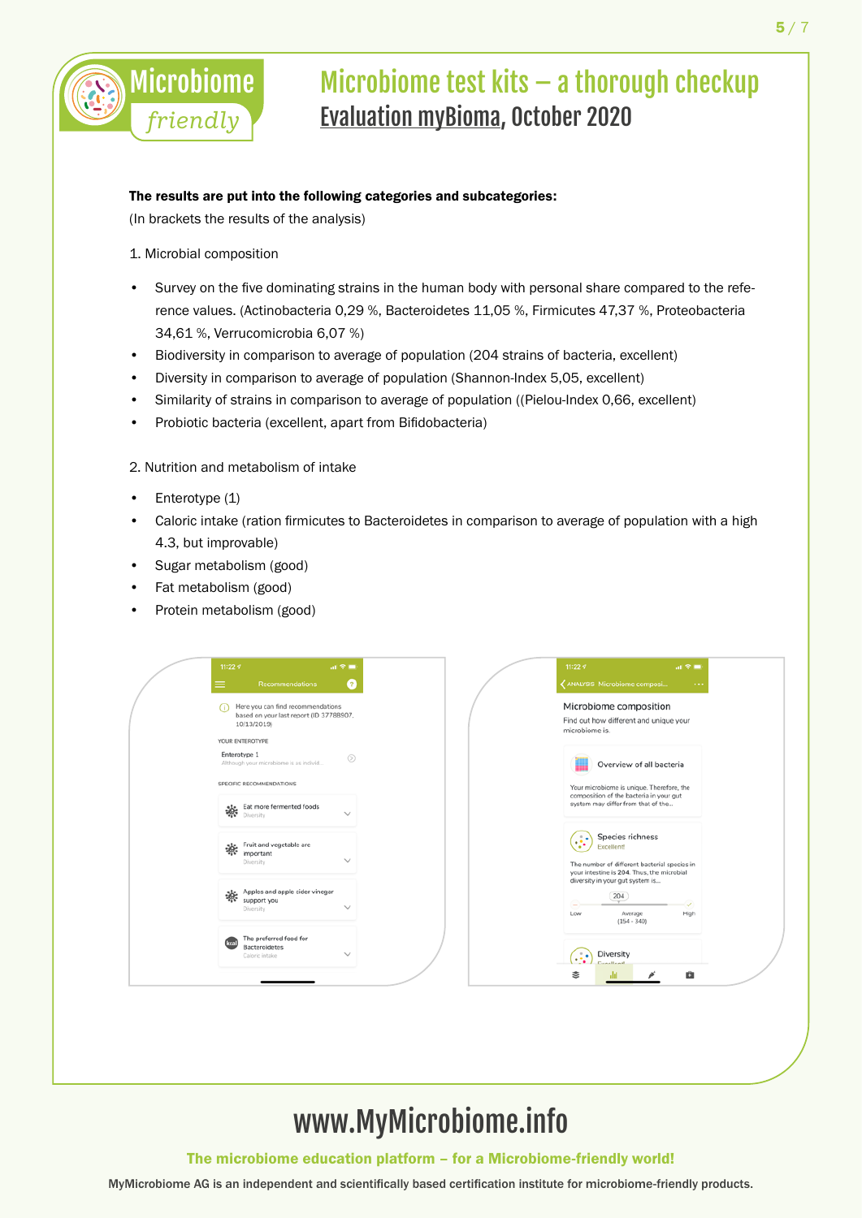# Microbiome test kits – a thorough checkup

## Evaluation myBioma, October 2020

**The results are put into the following categories and subcategories:**

(In brackets the results of the analysis)

1. Microbial composition

- Survey on the five dominating strains in the human body with personal share compared to the reference values. (Actinobacteria 0,29 %, Bacteroidetes 11,05 %, Firmicutes 47,37 %, Proteobacteria 34,61 %, Verrucomicrobia 6,07 %)
- Biodiversity in comparison to average of population (204 strains of bacteria, excellent)
- Diversity in comparison to average of population (Shannon-Index 5,05, excellent)
- Similarity of strains in comparison to average of population ((Pielou-Index 0,66, excellent)
- Probiotic bacteria (excellent, apart from Bifidobacteria)

2. Nutrition and metabolism of intake

- Enterotype (1)
- Caloric intake (ration firmicutes to Bacteroidetes in comparison to average of population with a high 4.3, but improvable)
- Sugar metabolism (good)
- Fat metabolism (good)
- Protein metabolism (good)

11:22
Recommendations
Here you can find recommendations based on your last report (ID 37788907, 10/13/2019)
YOUR ENTEROTYPE
Enterotype 1
Although your microbiome is as individ...
SPECIFIC RECOMMENDATIONS
Eat more fermented foods
Diversity
Fruit and vegetable are important
Diversity
Apples and apple cider vinegar support you
Diversity
The preferred food for Bacteroidetes
Caloric intake

11:22
ANALYSIS Microbiome composi...
Microbiome composition
Find out how different and unique your microbiome is.
Overview of all bacteria
Your microbiome is unique. Therefore, the composition of the bacteria in your gut system may differ from that of the...
Species richness
Excellent
The number of different bacterial species in your intestine is 204. Thus, the microbial diversity in your gut system is...
204
Low
Average
(154 - 340)
High
Diversity
Excellent

www.MyMicrobiome.info

The microbiome education platform – for a Microbiome-friendly world!

MyMicrobiome AG is an independent and scientifically based certification institute for microbiome-friendly products.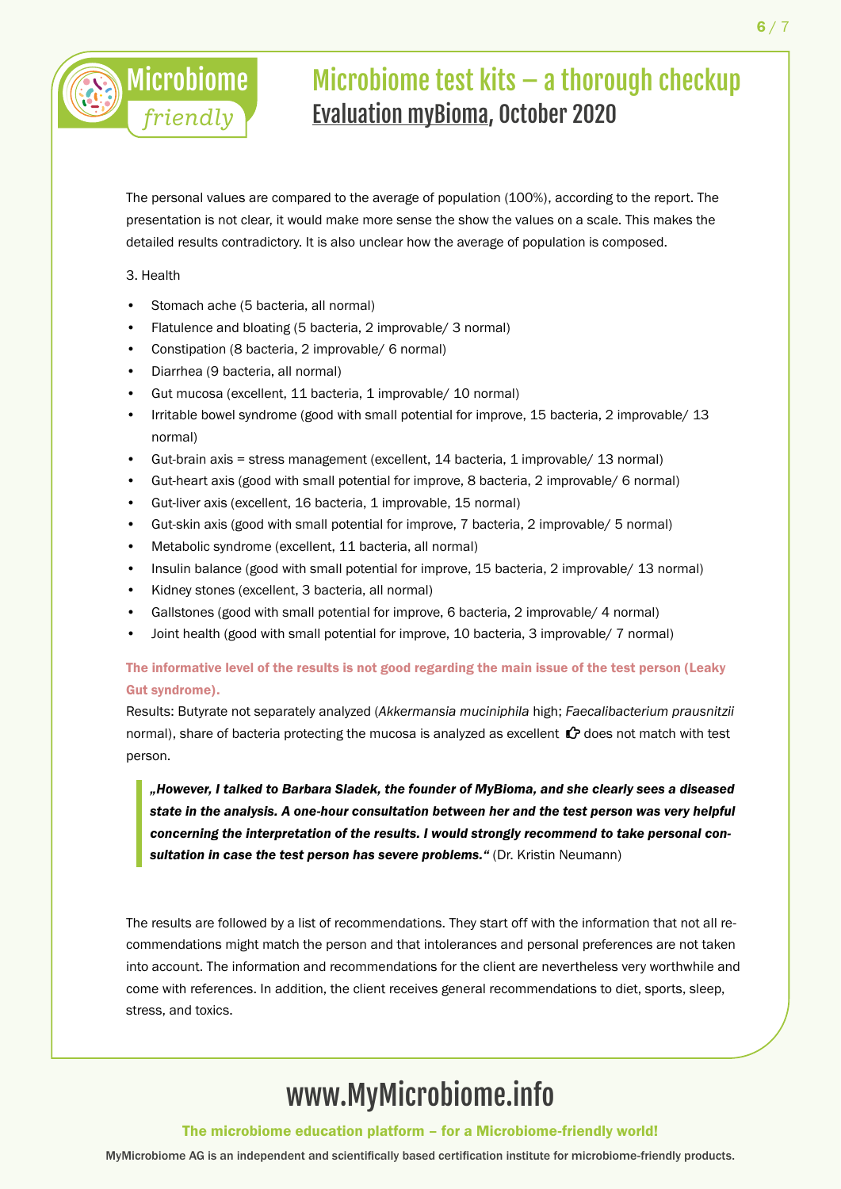The personal values are compared to the average of population (100%), according to the report. The presentation is not clear, it would make more sense the show the values on a scale. This makes the detailed results contradictory. It is also unclear how the average of population is composed.

3. Health

- Stomach ache (5 bacteria, all normal)
- Flatulence and bloating (5 bacteria, 2 improvable/ 3 normal)
- Constipation (8 bacteria, 2 improvable/ 6 normal)
- Diarrhea (9 bacteria, all normal)
- Gut mucosa (excellent, 11 bacteria, 1 improvable/ 10 normal)
- Irritable bowel syndrome (good with small potential for improve, 15 bacteria, 2 improvable/ 13 normal)
- Gut-brain axis = stress management (excellent, 14 bacteria, 1 improvable/ 13 normal)
- Gut-heart axis (good with small potential for improve, 8 bacteria, 2 improvable/ 6 normal)
- Gut-liver axis (excellent, 16 bacteria, 1 improvable, 15 normal)
- Gut-skin axis (good with small potential for improve, 7 bacteria, 2 improvable/ 5 normal)
- Metabolic syndrome (excellent, 11 bacteria, all normal)
- Insulin balance (good with small potential for improve, 15 bacteria, 2 improvable/ 13 normal)
- Kidney stones (excellent, 3 bacteria, all normal)
- Gallstones (good with small potential for improve, 6 bacteria, 2 improvable/ 4 normal)
- Joint health (good with small potential for improve, 10 bacteria, 3 improvable/ 7 normal)

**The informative level of the results is not good regarding the main issue of the test person (Leaky Gut syndrome).**

Results: Butyrate not separately analyzed (*Akkermansia muciniphila* high; *Faecalibacterium prausnitzii* normal), share of bacteria protecting the mucosa is analyzed as excellent ☞ does not match with test person.

> ***„However, I talked to Barbara Sladek, the founder of MyBioma, and she clearly sees a diseased state in the analysis. A one-hour consultation between her and the test person was very helpful concerning the interpretation of the results. I would strongly recommend to take personal consultation in case the test person has severe problems."*** (Dr. Kristin Neumann)

The results are followed by a list of recommendations. They start off with the information that not all recommendations might match the person and that intolerances and personal preferences are not taken into account. The information and recommendations for the client are nevertheless very worthwhile and come with references. In addition, the client receives general recommendations to diet, sports, sleep, stress, and toxics.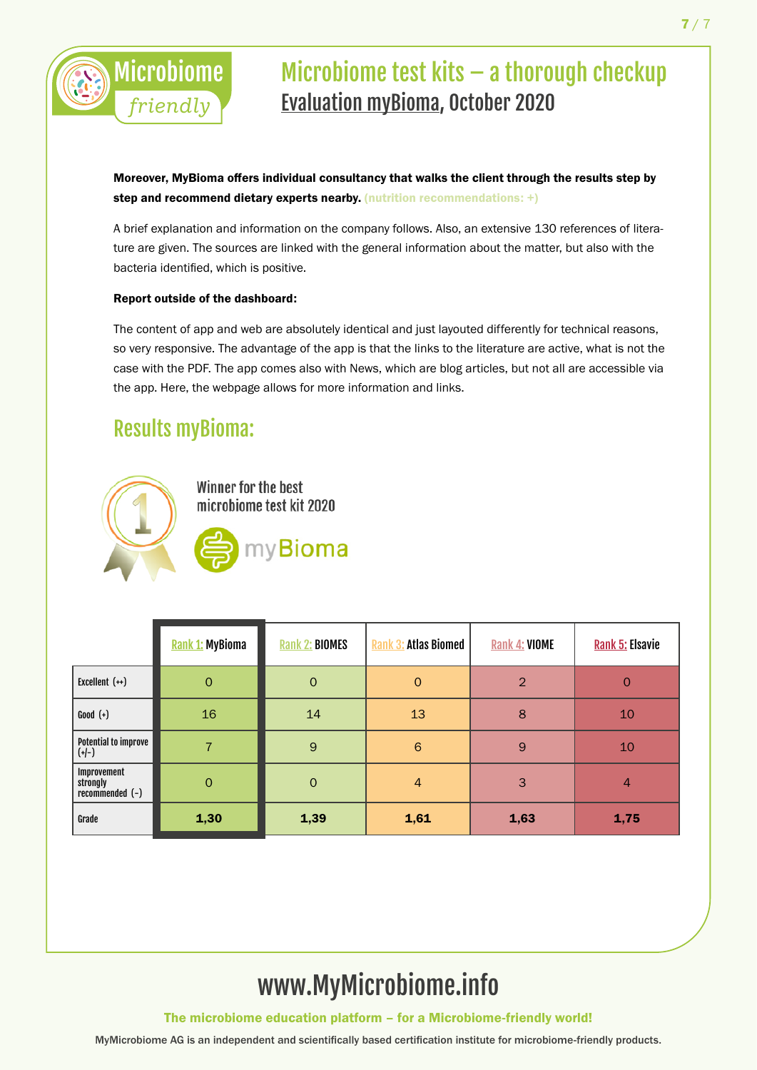Microbiome *friendly*

# Microbiome test kits – a thorough checkup

## Evaluation myBioma, October 2020

**Moreover, MyBioma offers individual consultancy that walks the client through the results step by step and recommend dietary experts nearby.** (nutrition recommendations: +)

A brief explanation and information on the company follows. Also, an extensive 130 references of literature are given. The sources are linked with the general information about the matter, but also with the bacteria identified, which is positive.

**Report outside of the dashboard:**

The content of app and web are absolutely identical and just layouted differently for technical reasons, so very responsive. The advantage of the app is that the links to the literature are active, what is not the case with the PDF. The app comes also with News, which are blog articles, but not all are accessible via the app. Here, the webpage allows for more information and links.

## Results myBioma:

Winner for the best microbiome test kit 2020

myBioma

| | Rank 1: MyBioma | Rank 2: BIOMES | Rank 3: Atlas Biomed | Rank 4: VIOME | Rank 5: Elsavie |
|---|---|---|---|---|---|
| Excellent (++) | 0 | 0 | 0 | 2 | 0 |
| Good (+) | 16 | 14 | 13 | 8 | 10 |
| Potential to improve (+/-) | 7 | 9 | 6 | 9 | 10 |
| Improvement strongly recommended (-) | 0 | 0 | 4 | 3 | 4 |
| Grade | **1,30** | **1,39** | **1,61** | **1,63** | **1,75** |

# www.MyMicrobiome.info

**The microbiome education platform – for a Microbiome-friendly world!**

MyMicrobiome AG is an independent and scientifically based certification institute for microbiome-friendly products.